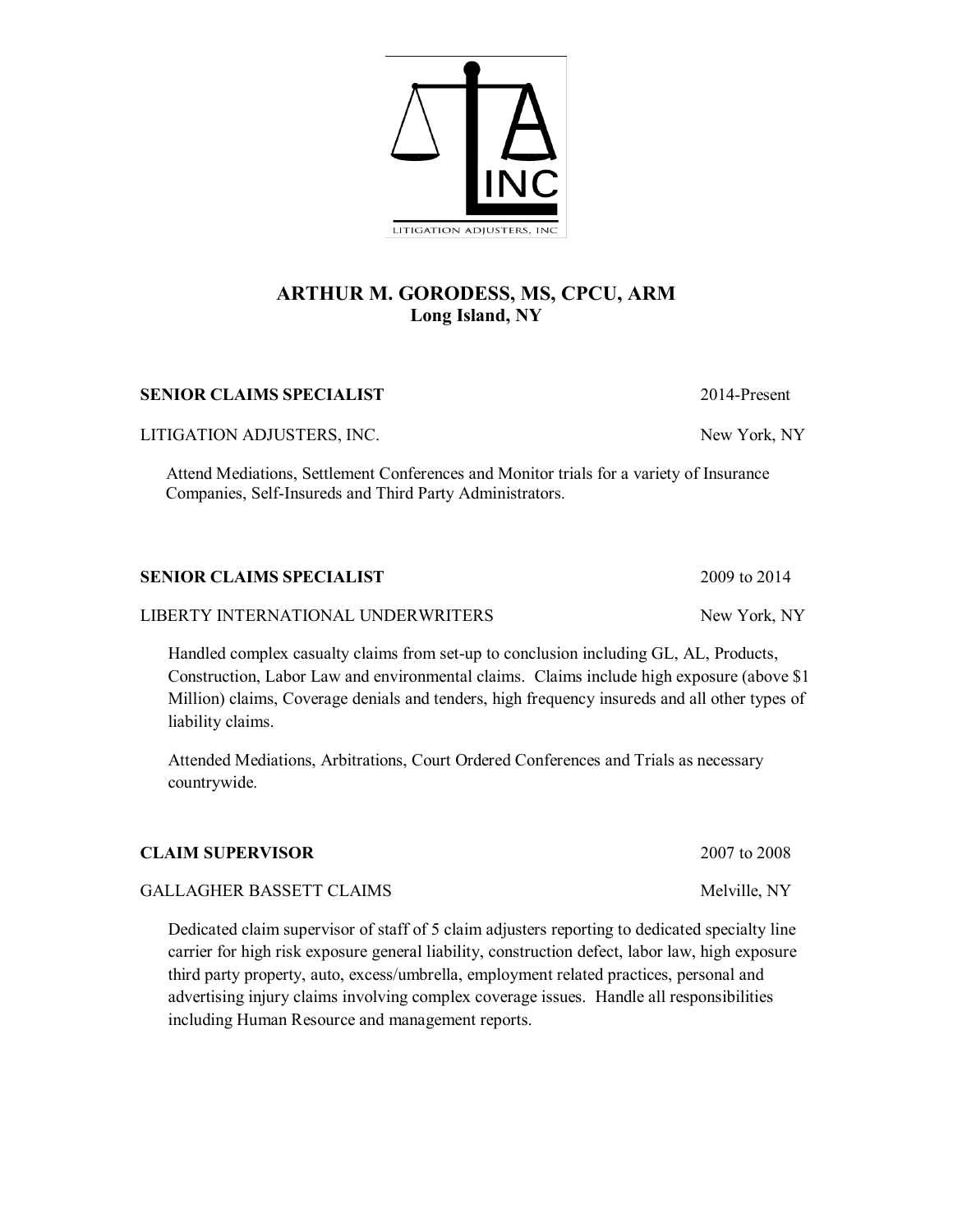LITIGATION ADJUSTERS, INC

# ARTHUR M. GORODESS, MS, CPCU, ARM
**Long Island, NY**

**SENIOR CLAIMS SPECIALIST** — 2014-Present

LITIGATION ADJUSTERS, INC. — New York, NY

Attend Mediations, Settlement Conferences and Monitor trials for a variety of Insurance Companies, Self-Insureds and Third Party Administrators.

**SENIOR CLAIMS SPECIALIST** — 2009 to 2014

LIBERTY INTERNATIONAL UNDERWRITERS — New York, NY

Handled complex casualty claims from set-up to conclusion including GL, AL, Products, Construction, Labor Law and environmental claims. Claims include high exposure (above $1 Million) claims, Coverage denials and tenders, high frequency insureds and all other types of liability claims.

Attended Mediations, Arbitrations, Court Ordered Conferences and Trials as necessary countrywide.

**CLAIM SUPERVISOR** — 2007 to 2008

GALLAGHER BASSETT CLAIMS — Melville, NY

Dedicated claim supervisor of staff of 5 claim adjusters reporting to dedicated specialty line carrier for high risk exposure general liability, construction defect, labor law, high exposure third party property, auto, excess/umbrella, employment related practices, personal and advertising injury claims involving complex coverage issues. Handle all responsibilities including Human Resource and management reports.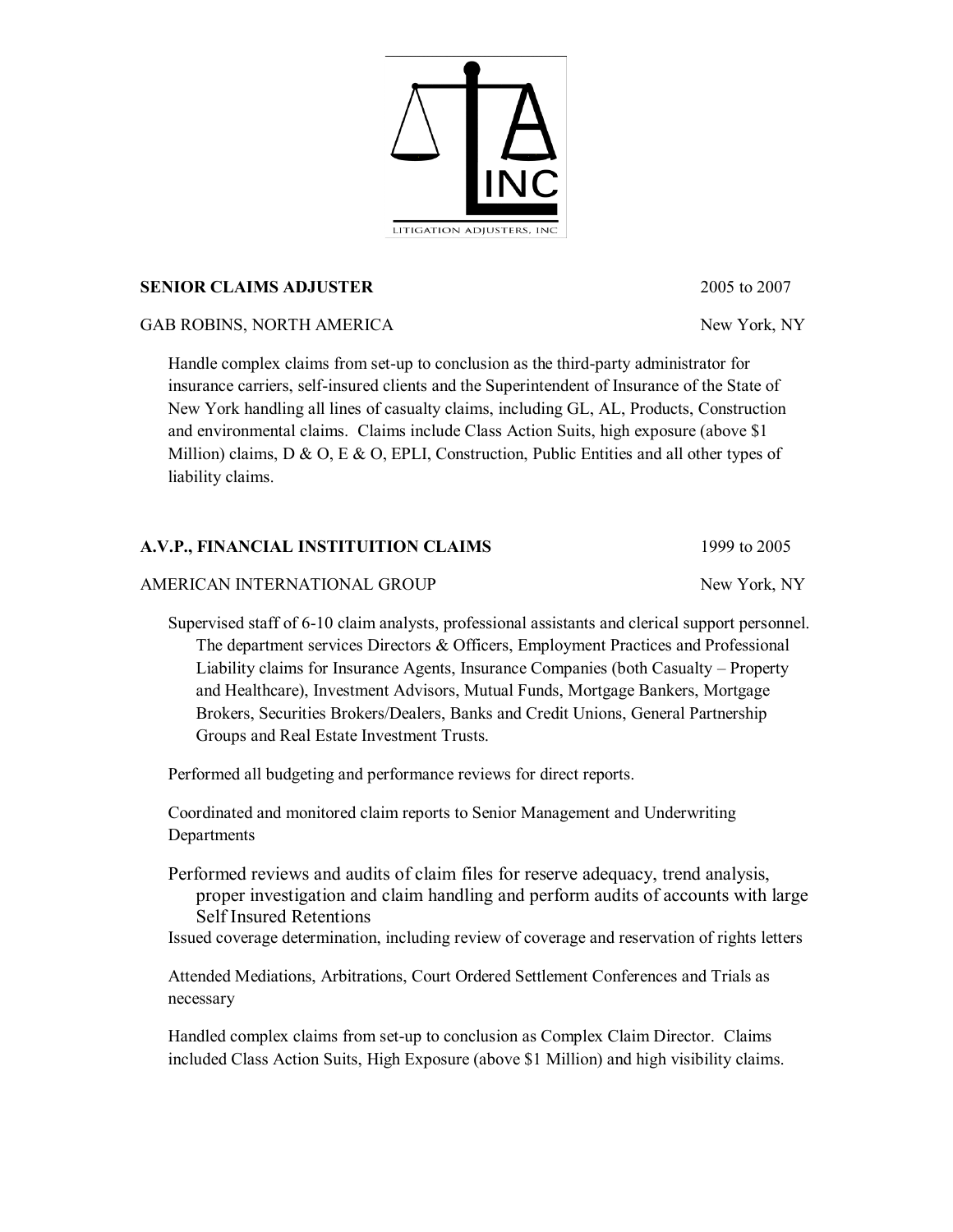**SENIOR CLAIMS ADJUSTER** 2005 to 2007

GAB ROBINS, NORTH AMERICA New York, NY

Handle complex claims from set-up to conclusion as the third-party administrator for insurance carriers, self-insured clients and the Superintendent of Insurance of the State of New York handling all lines of casualty claims, including GL, AL, Products, Construction and environmental claims. Claims include Class Action Suits, high exposure (above $1 Million) claims, D & O, E & O, EPLI, Construction, Public Entities and all other types of liability claims.

**A.V.P., FINANCIAL INSTITUITION CLAIMS** 1999 to 2005

AMERICAN INTERNATIONAL GROUP New York, NY

Supervised staff of 6-10 claim analysts, professional assistants and clerical support personnel. The department services Directors & Officers, Employment Practices and Professional Liability claims for Insurance Agents, Insurance Companies (both Casualty – Property and Healthcare), Investment Advisors, Mutual Funds, Mortgage Bankers, Mortgage Brokers, Securities Brokers/Dealers, Banks and Credit Unions, General Partnership Groups and Real Estate Investment Trusts.

Performed all budgeting and performance reviews for direct reports.

Coordinated and monitored claim reports to Senior Management and Underwriting Departments

Performed reviews and audits of claim files for reserve adequacy, trend analysis, proper investigation and claim handling and perform audits of accounts with large Self Insured Retentions

Issued coverage determination, including review of coverage and reservation of rights letters

Attended Mediations, Arbitrations, Court Ordered Settlement Conferences and Trials as necessary

Handled complex claims from set-up to conclusion as Complex Claim Director. Claims included Class Action Suits, High Exposure (above $1 Million) and high visibility claims.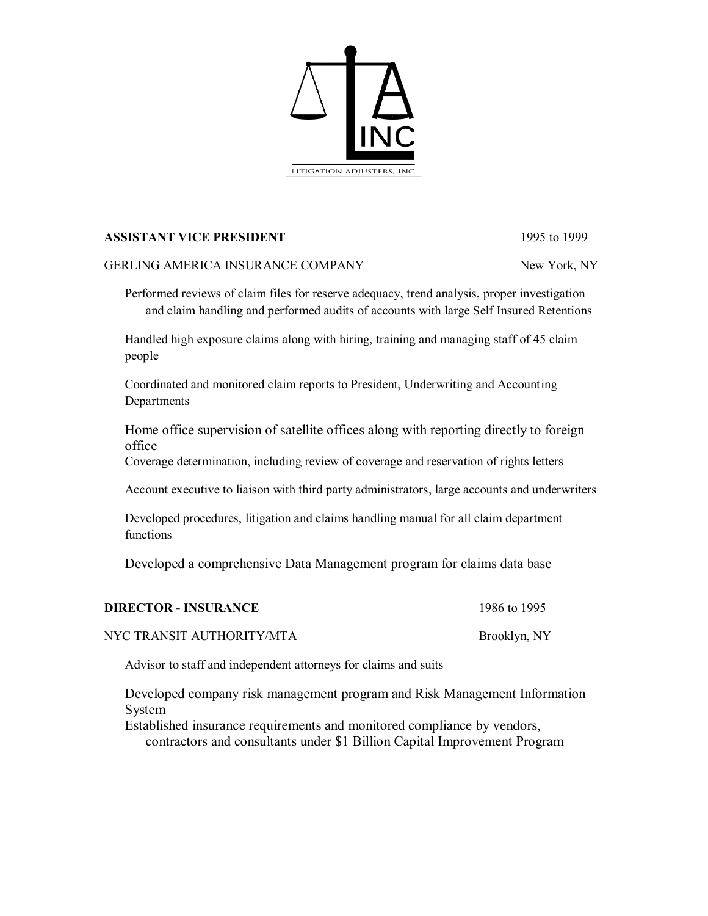LITIGATION ADJUSTERS, INC

**ASSISTANT VICE PRESIDENT** 1995 to 1999

GERLING AMERICA INSURANCE COMPANY New York, NY

Performed reviews of claim files for reserve adequacy, trend analysis, proper investigation and claim handling and performed audits of accounts with large Self Insured Retentions

Handled high exposure claims along with hiring, training and managing staff of 45 claim people

Coordinated and monitored claim reports to President, Underwriting and Accounting Departments

Home office supervision of satellite offices along with reporting directly to foreign office

Coverage determination, including review of coverage and reservation of rights letters

Account executive to liaison with third party administrators, large accounts and underwriters

Developed procedures, litigation and claims handling manual for all claim department functions

Developed a comprehensive Data Management program for claims data base

**DIRECTOR - INSURANCE** 1986 to 1995

NYC TRANSIT AUTHORITY/MTA Brooklyn, NY

Advisor to staff and independent attorneys for claims and suits

Developed company risk management program and Risk Management Information System

Established insurance requirements and monitored compliance by vendors, contractors and consultants under $1 Billion Capital Improvement Program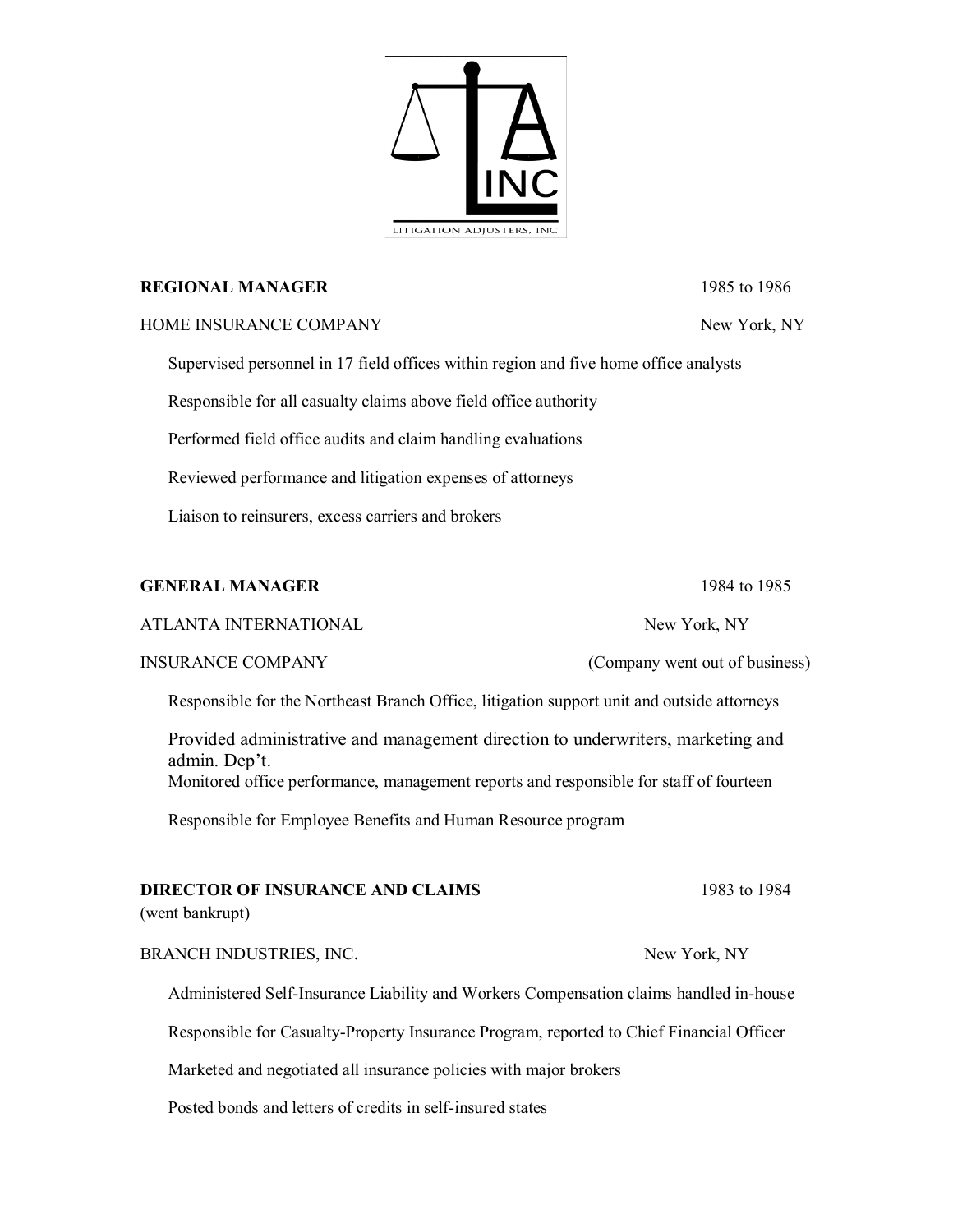**REGIONAL MANAGER** 1985 to 1986

HOME INSURANCE COMPANY New York, NY

Supervised personnel in 17 field offices within region and five home office analysts

Responsible for all casualty claims above field office authority

Performed field office audits and claim handling evaluations

Reviewed performance and litigation expenses of attorneys

Liaison to reinsurers, excess carriers and brokers

**GENERAL MANAGER** 1984 to 1985

ATLANTA INTERNATIONAL New York, NY

INSURANCE COMPANY (Company went out of business)

Responsible for the Northeast Branch Office, litigation support unit and outside attorneys

Provided administrative and management direction to underwriters, marketing and admin. Dep't.

Monitored office performance, management reports and responsible for staff of fourteen

Responsible for Employee Benefits and Human Resource program

**DIRECTOR OF INSURANCE AND CLAIMS** 1983 to 1984

(went bankrupt)

BRANCH INDUSTRIES, INC. New York, NY

Administered Self-Insurance Liability and Workers Compensation claims handled in-house

Responsible for Casualty-Property Insurance Program, reported to Chief Financial Officer

Marketed and negotiated all insurance policies with major brokers

Posted bonds and letters of credits in self-insured states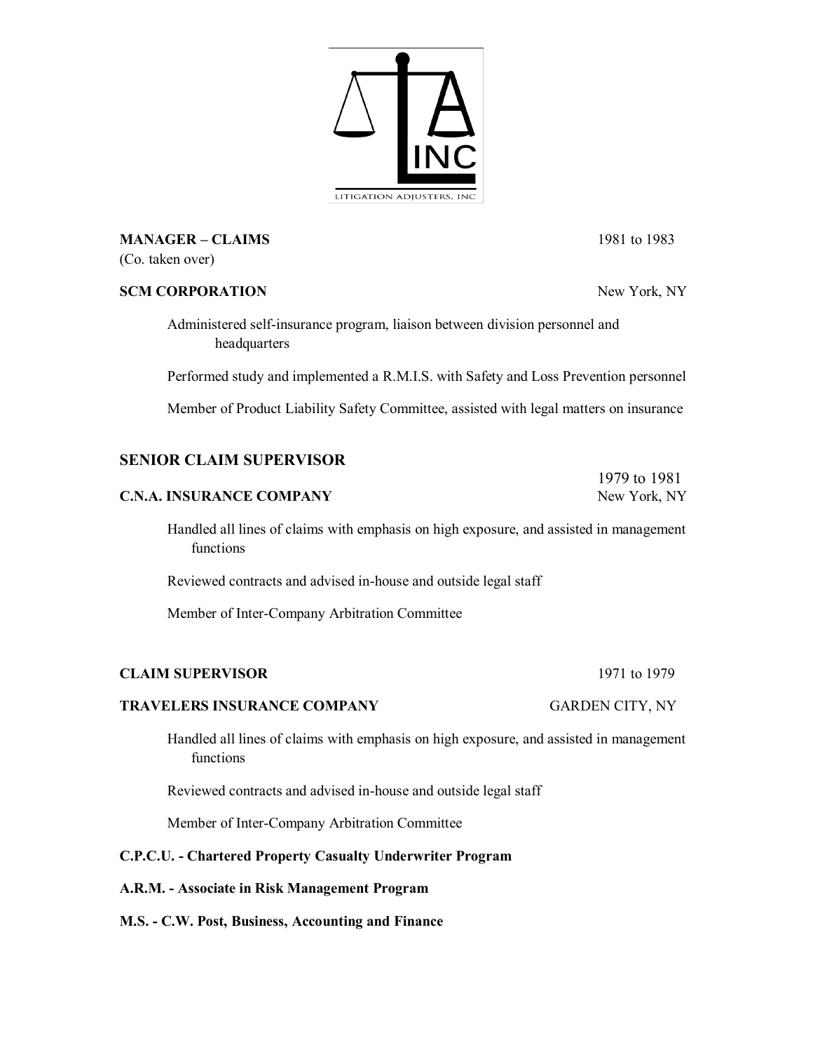**MANAGER – CLAIMS** 1981 to 1983
(Co. taken over)

**SCM CORPORATION** New York, NY

Administered self-insurance program, liaison between division personnel and headquarters

Performed study and implemented a R.M.I.S. with Safety and Loss Prevention personnel

Member of Product Liability Safety Committee, assisted with legal matters on insurance

## SENIOR CLAIM SUPERVISOR

1979 to 1981

**C.N.A. INSURANCE COMPANY** New York, NY

Handled all lines of claims with emphasis on high exposure, and assisted in management functions

Reviewed contracts and advised in-house and outside legal staff

Member of Inter-Company Arbitration Committee

**CLAIM SUPERVISOR** 1971 to 1979

**TRAVELERS INSURANCE COMPANY** GARDEN CITY, NY

Handled all lines of claims with emphasis on high exposure, and assisted in management functions

Reviewed contracts and advised in-house and outside legal staff

Member of Inter-Company Arbitration Committee

**C.P.C.U. - Chartered Property Casualty Underwriter Program**

**A.R.M. - Associate in Risk Management Program**

**M.S. - C.W. Post, Business, Accounting and Finance**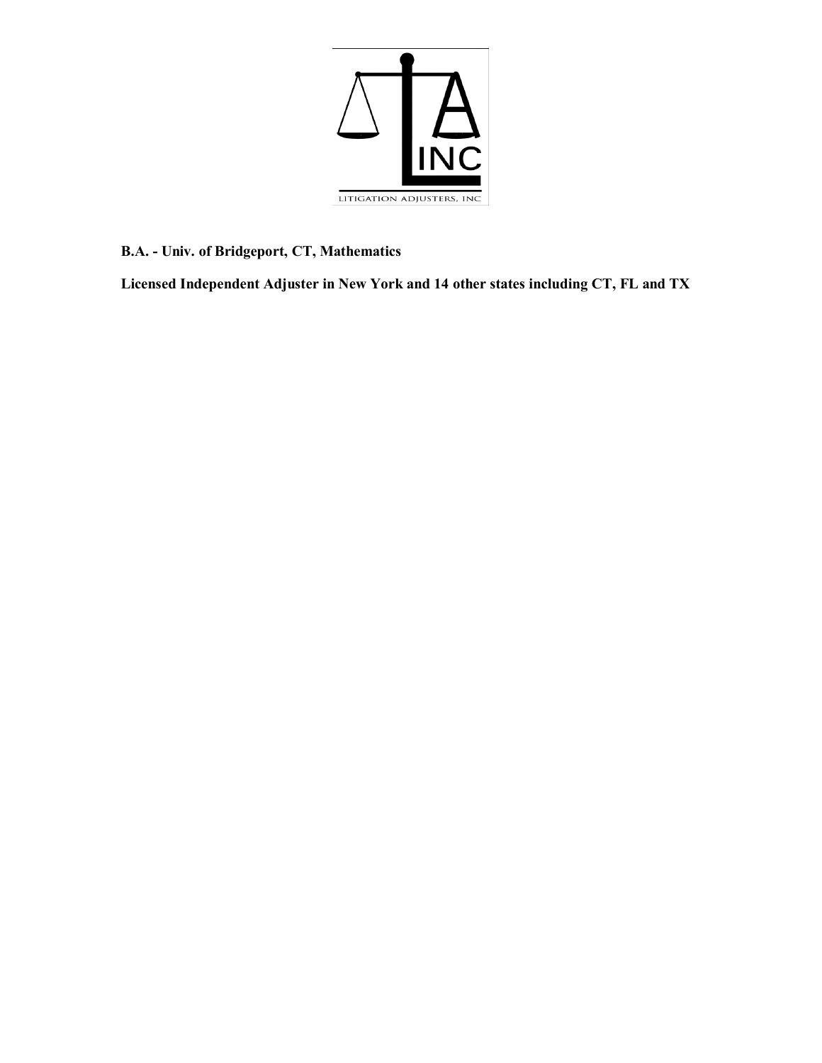**B.A. - Univ. of Bridgeport, CT, Mathematics**

**Licensed Independent Adjuster in New York and 14 other states including CT, FL and TX**